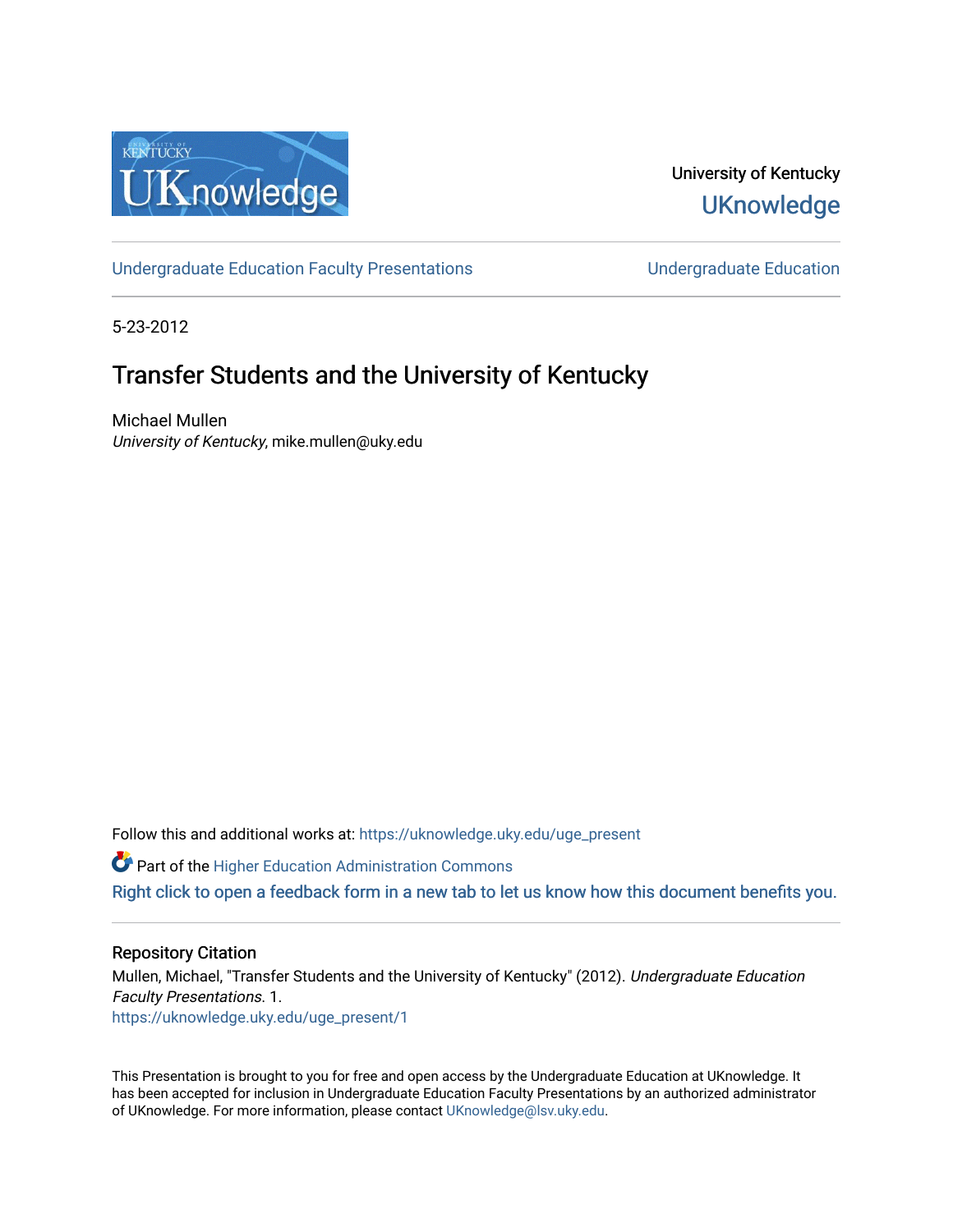University of Kentucky

UKnowledge

Undergraduate Education Faculty Presentations

Undergraduate Education

5-23-2012

# Transfer Students and the University of Kentucky

Michael Mullen
*University of Kentucky*, mike.mullen@uky.edu

Follow this and additional works at: https://uknowledge.uky.edu/uge_present

Part of the Higher Education Administration Commons

Right click to open a feedback form in a new tab to let us know how this document benefits you.

## Repository Citation

Mullen, Michael, "Transfer Students and the University of Kentucky" (2012). *Undergraduate Education Faculty Presentations*. 1.
https://uknowledge.uky.edu/uge_present/1

This Presentation is brought to you for free and open access by the Undergraduate Education at UKnowledge. It has been accepted for inclusion in Undergraduate Education Faculty Presentations by an authorized administrator of UKnowledge. For more information, please contact UKnowledge@lsv.uky.edu.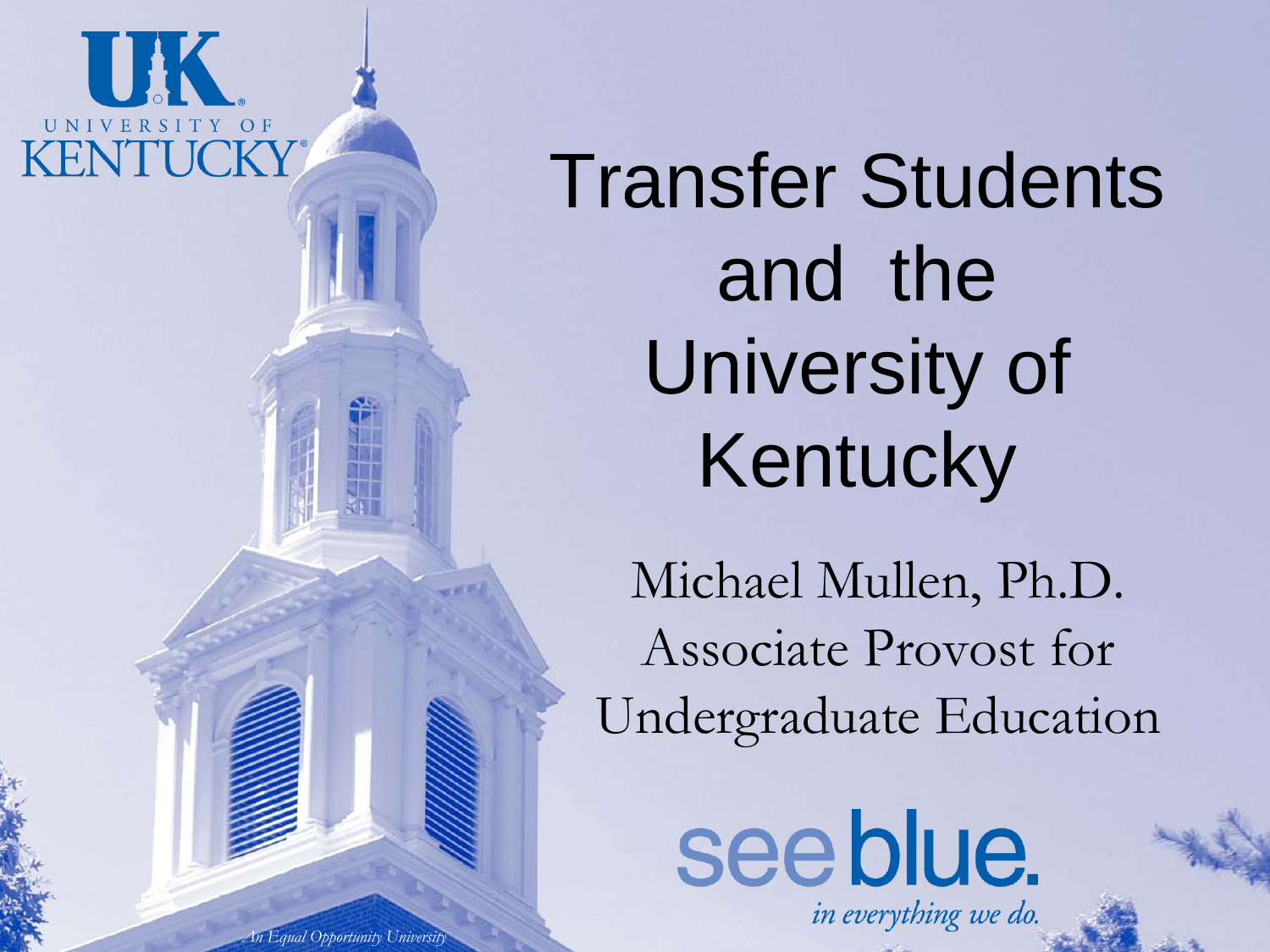UNIVERSITY OF KENTUCKY

# Transfer Students and the University of Kentucky

Michael Mullen, Ph.D.
Associate Provost for Undergraduate Education

see blue.
*in everything we do.*

*An Equal Opportunity University*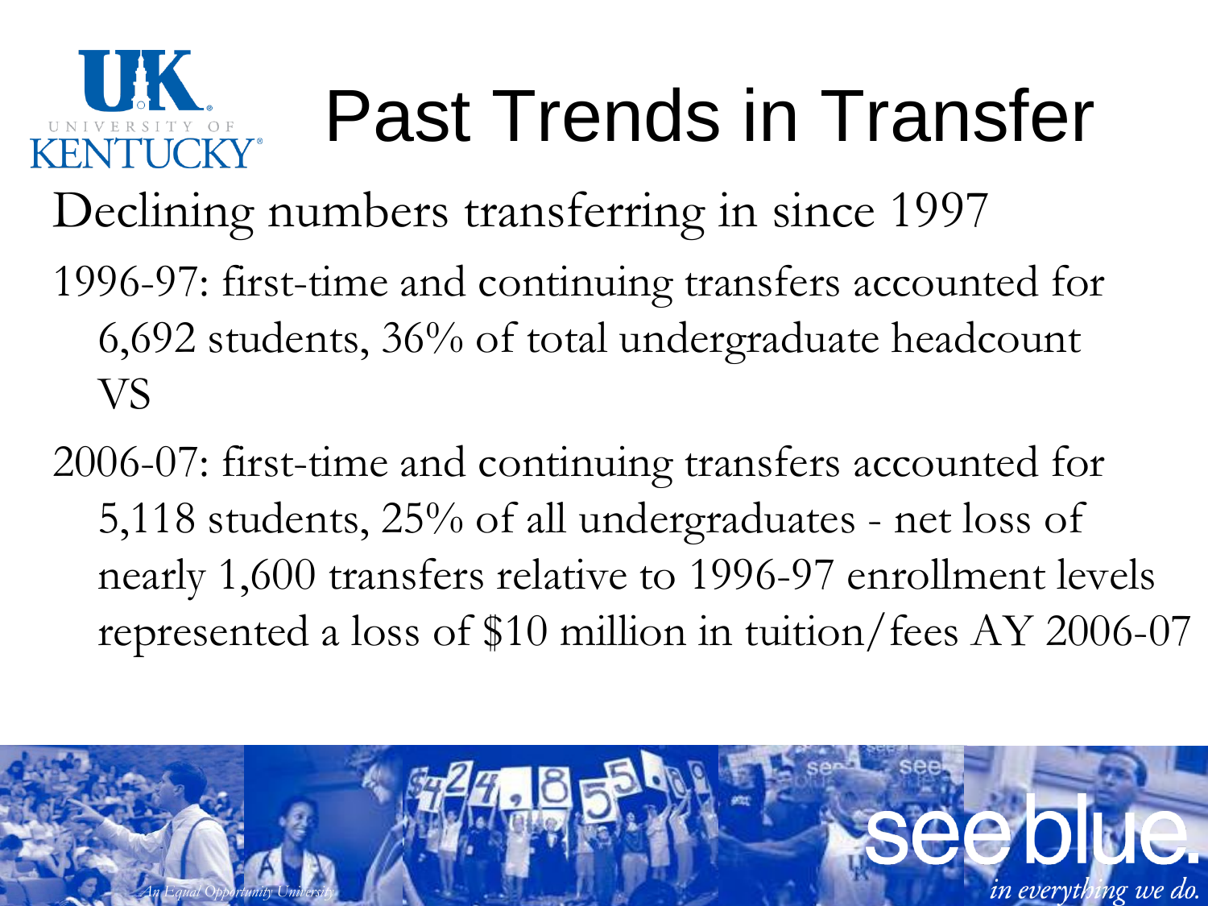# Past Trends in Transfer

Declining numbers transferring in since 1997

1996-97: first-time and continuing transfers accounted for 6,692 students, 36% of total undergraduate headcount VS

2006-07: first-time and continuing transfers accounted for 5,118 students, 25% of all undergraduates - net loss of nearly 1,600 transfers relative to 1996-97 enrollment levels represented a loss of $10 million in tuition/fees AY 2006-07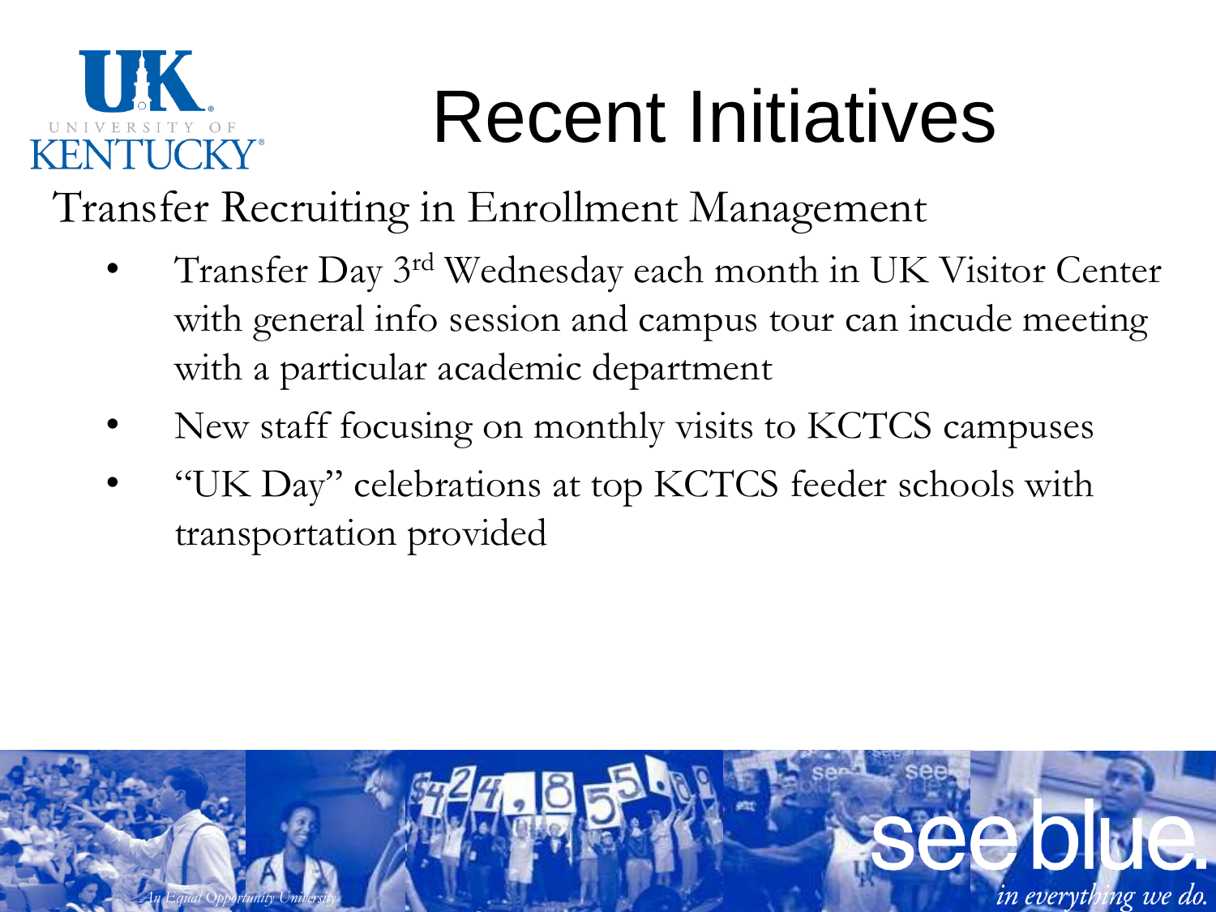# Recent Initiatives

Transfer Recruiting in Enrollment Management

- Transfer Day 3rd Wednesday each month in UK Visitor Center with general info session and campus tour can incude meeting with a particular academic department
- New staff focusing on monthly visits to KCTCS campuses
- "UK Day" celebrations at top KCTCS feeder schools with transportation provided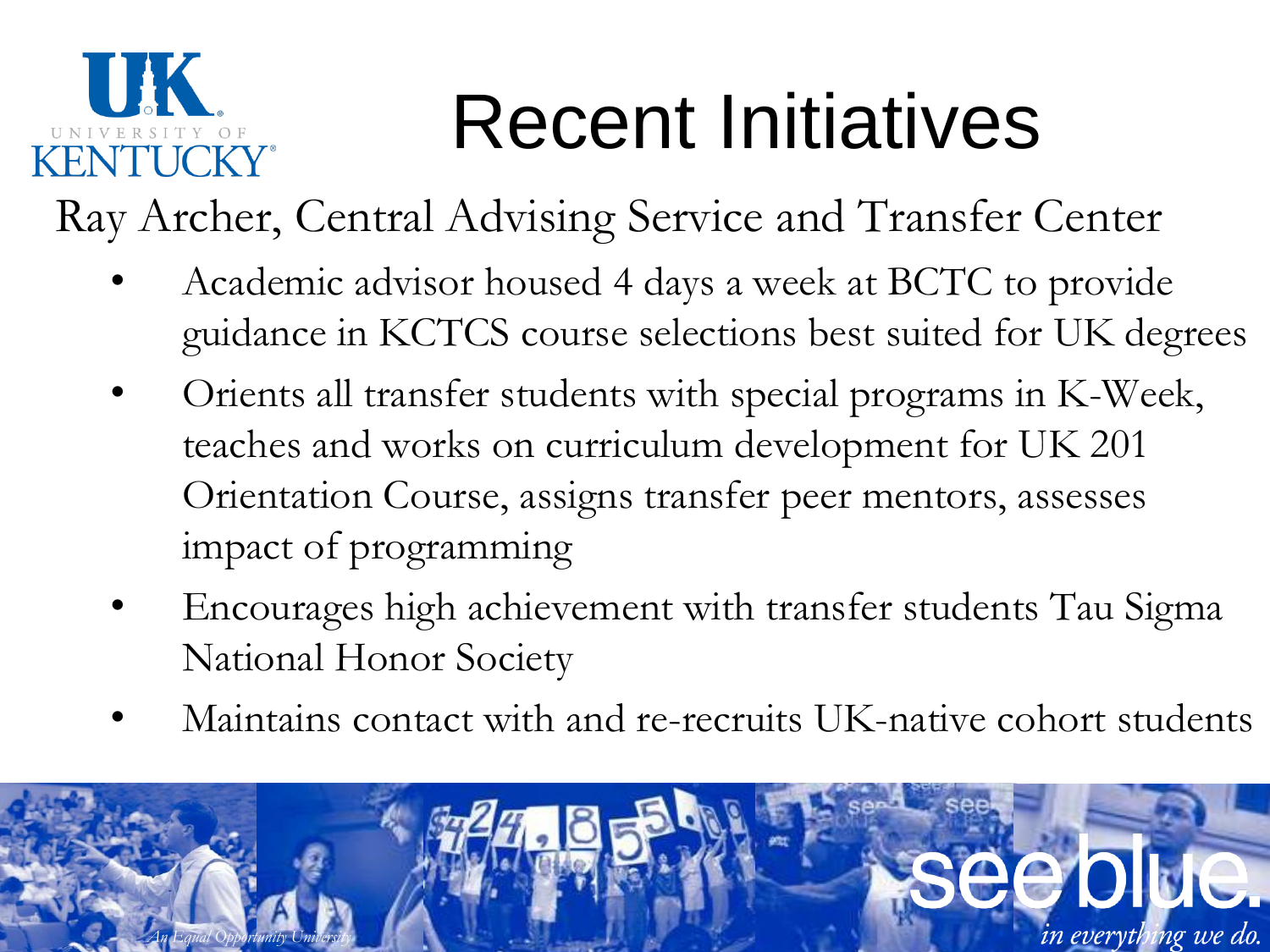# Recent Initiatives

Ray Archer, Central Advising Service and Transfer Center

- Academic advisor housed 4 days a week at BCTC to provide guidance in KCTCS course selections best suited for UK degrees
- Orients all transfer students with special programs in K-Week, teaches and works on curriculum development for UK 201 Orientation Course, assigns transfer peer mentors, assesses impact of programming
- Encourages high achievement with transfer students Tau Sigma National Honor Society
- Maintains contact with and re-recruits UK-native cohort students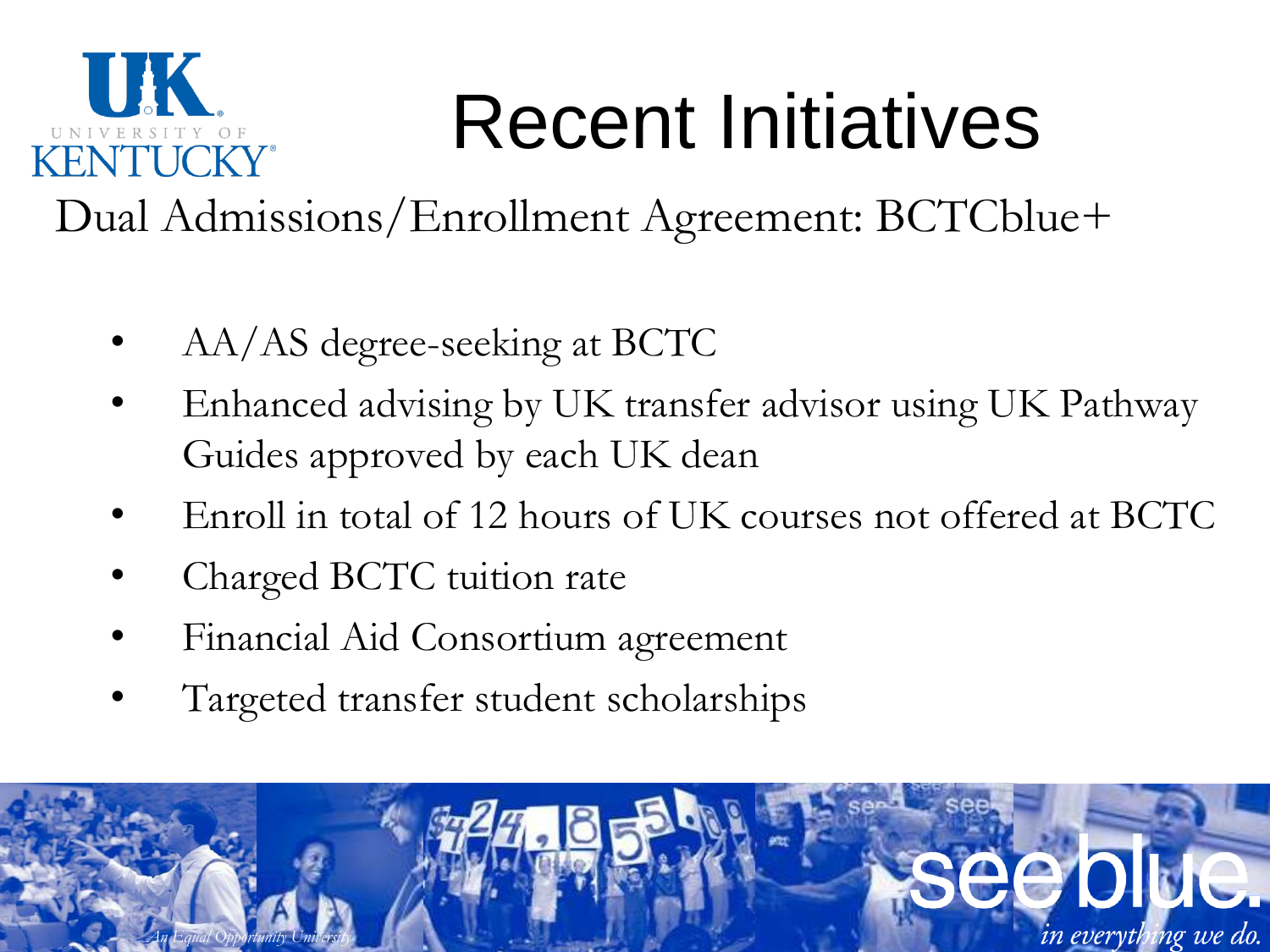# Recent Initiatives

## Dual Admissions/Enrollment Agreement: BCTCblue+

- AA/AS degree-seeking at BCTC
- Enhanced advising by UK transfer advisor using UK Pathway Guides approved by each UK dean
- Enroll in total of 12 hours of UK courses not offered at BCTC
- Charged BCTC tuition rate
- Financial Aid Consortium agreement
- Targeted transfer student scholarships